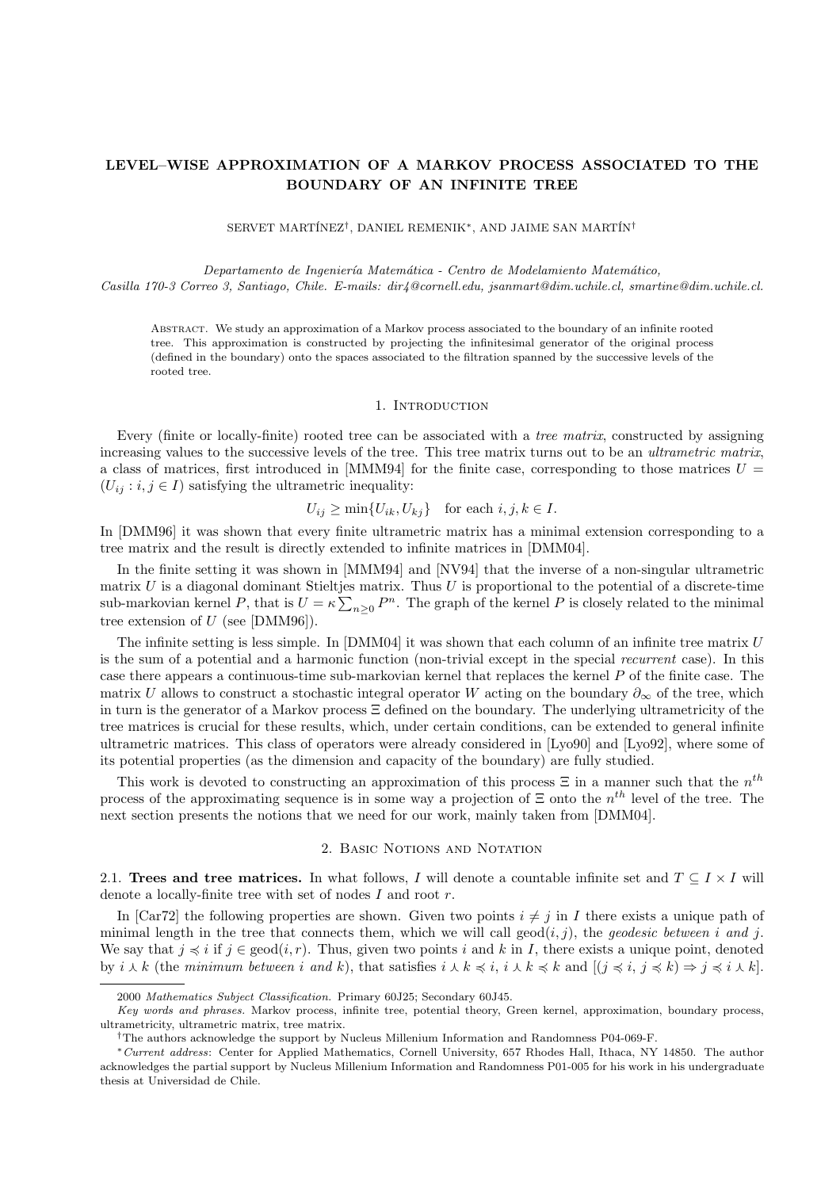# LEVEL–WISE APPROXIMATION OF A MARKOV PROCESS ASSOCIATED TO THE BOUNDARY OF AN INFINITE TREE

SERVET MARTÍNEZ[†], DANIEL REMENIK[*], AND JAIME SAN MARTÍN[†]

*Departamento de Ingeniería Matemática - Centro de Modelamiento Matemático,*
*Casilla 170-3 Correo 3, Santiago, Chile. E-mails: dir4@cornell.edu, jsanmart@dim.uchile.cl, smartine@dim.uchile.cl.*

Abstract. We study an approximation of a Markov process associated to the boundary of an infinite rooted tree. This approximation is constructed by projecting the infinitesimal generator of the original process (defined in the boundary) onto the spaces associated to the filtration spanned by the successive levels of the rooted tree.

## 1. Introduction

Every (finite or locally-finite) rooted tree can be associated with a *tree matrix*, constructed by assigning increasing values to the successive levels of the tree. This tree matrix turns out to be an *ultrametric matrix*, a class of matrices, first introduced in [MMM94] for the finite case, corresponding to those matrices $U = (U_{ij} : i, j \in I)$ satisfying the ultrametric inequality:

$$U_{ij} \geq \min\{U_{ik}, U_{kj}\} \quad \text{for each } i, j, k \in I.$$

In [DMM96] it was shown that every finite ultrametric matrix has a minimal extension corresponding to a tree matrix and the result is directly extended to infinite matrices in [DMM04].

In the finite setting it was shown in [MMM94] and [NV94] that the inverse of a non-singular ultrametric matrix $U$ is a diagonal dominant Stieltjes matrix. Thus $U$ is proportional to the potential of a discrete-time sub-markovian kernel $P$, that is $U = \kappa \sum_{n \geq 0} P^n$. The graph of the kernel $P$ is closely related to the minimal tree extension of $U$ (see [DMM96]).

The infinite setting is less simple. In [DMM04] it was shown that each column of an infinite tree matrix $U$ is the sum of a potential and a harmonic function (non-trivial except in the special *recurrent* case). In this case there appears a continuous-time sub-markovian kernel that replaces the kernel $P$ of the finite case. The matrix $U$ allows to construct a stochastic integral operator $W$ acting on the boundary $\partial_\infty$ of the tree, which in turn is the generator of a Markov process $\Xi$ defined on the boundary. The underlying ultrametricity of the tree matrices is crucial for these results, which, under certain conditions, can be extended to general infinite ultrametric matrices. This class of operators were already considered in [Lyo90] and [Lyo92], where some of its potential properties (as the dimension and capacity of the boundary) are fully studied.

This work is devoted to constructing an approximation of this process $\Xi$ in a manner such that the $n^{th}$ process of the approximating sequence is in some way a projection of $\Xi$ onto the $n^{th}$ level of the tree. The next section presents the notions that we need for our work, mainly taken from [DMM04].

## 2. Basic Notions and Notation

2.1. **Trees and tree matrices.** In what follows, $I$ will denote a countable infinite set and $T \subseteq I \times I$ will denote a locally-finite tree with set of nodes $I$ and root $r$.

In [Car72] the following properties are shown. Given two points $i \neq j$ in $I$ there exists a unique path of minimal length in the tree that connects them, which we will call $\text{geod}(i, j)$, the *geodesic between $i$ and $j$*. We say that $j \preccurlyeq i$ if $j \in \text{geod}(i, r)$. Thus, given two points $i$ and $k$ in $I$, there exists a unique point, denoted by $i \curlywedge k$ (the *minimum between $i$ and $k$*), that satisfies $i \curlywedge k \preccurlyeq i$, $i \curlywedge k \preccurlyeq k$ and $[(j \preccurlyeq i, j \preccurlyeq k) \Rightarrow j \preccurlyeq i \curlywedge k]$.

---

2000 *Mathematics Subject Classification.* Primary 60J25; Secondary 60J45.

*Key words and phrases.* Markov process, infinite tree, potential theory, Green kernel, approximation, boundary process, ultrametricity, ultrametric matrix, tree matrix.

[†]The authors acknowledge the support by Nucleus Millenium Information and Randomness P04-069-F.

[*]*Current address*: Center for Applied Mathematics, Cornell University, 657 Rhodes Hall, Ithaca, NY 14850. The author acknowledges the partial support by Nucleus Millenium Information and Randomness P01-005 for his work in his undergraduate thesis at Universidad de Chile.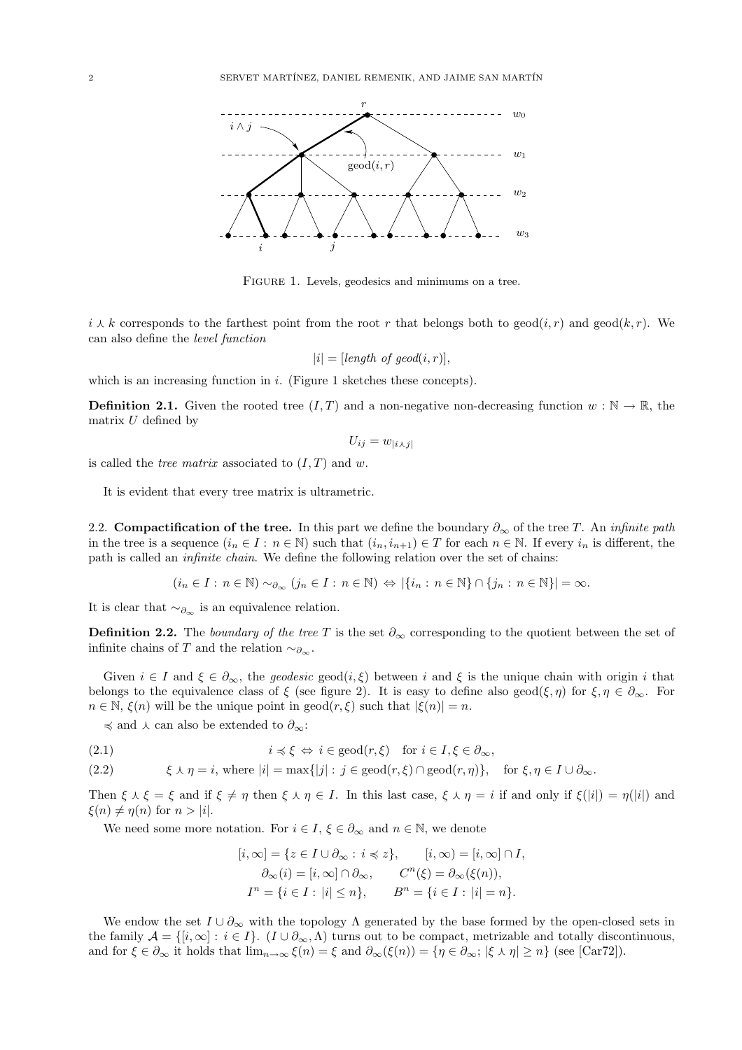FIGURE 1. Levels, geodesics and minimums on a tree.

$i \curlywedge k$ corresponds to the farthest point from the root $r$ that belongs both to $\text{geod}(i,r)$ and $\text{geod}(k,r)$. We can also define the *level function*

$$|i| = [\textit{length of geod}(i,r)],$$

which is an increasing function in $i$. (Figure 1 sketches these concepts).

**Definition 2.1.** Given the rooted tree $(I,T)$ and a non-negative non-decreasing function $w : \mathbb{N} \to \mathbb{R}$, the matrix $U$ defined by

$$U_{ij} = w_{|i \curlywedge j|}$$

is called the *tree matrix* associated to $(I,T)$ and $w$.

It is evident that every tree matrix is ultrametric.

**2.2. Compactification of the tree.** In this part we define the boundary $\partial_\infty$ of the tree $T$. An *infinite path* in the tree is a sequence $(i_n \in I : n \in \mathbb{N})$ such that $(i_n, i_{n+1}) \in T$ for each $n \in \mathbb{N}$. If every $i_n$ is different, the path is called an *infinite chain*. We define the following relation over the set of chains:

$$(i_n \in I : n \in \mathbb{N}) \sim_{\partial_\infty} (j_n \in I : n \in \mathbb{N}) \Leftrightarrow |\{i_n : n \in \mathbb{N}\} \cap \{j_n : n \in \mathbb{N}\}| = \infty.$$

It is clear that $\sim_{\partial_\infty}$ is an equivalence relation.

**Definition 2.2.** The *boundary of the tree* $T$ is the set $\partial_\infty$ corresponding to the quotient between the set of infinite chains of $T$ and the relation $\sim_{\partial_\infty}$.

Given $i \in I$ and $\xi \in \partial_\infty$, the *geodesic* $\text{geod}(i,\xi)$ between $i$ and $\xi$ is the unique chain with origin $i$ that belongs to the equivalence class of $\xi$ (see figure 2). It is easy to define also $\text{geod}(\xi,\eta)$ for $\xi, \eta \in \partial_\infty$. For $n \in \mathbb{N}$, $\xi(n)$ will be the unique point in $\text{geod}(r,\xi)$ such that $|\xi(n)| = n$.

$\preccurlyeq$ and $\curlywedge$ can also be extended to $\partial_\infty$:

$$i \preccurlyeq \xi \Leftrightarrow i \in \text{geod}(r,\xi) \quad \text{for } i \in I, \xi \in \partial_\infty, \tag{2.1}$$

$$\xi \curlywedge \eta = i, \text{ where } |i| = \max\{|j| : j \in \text{geod}(r,\xi) \cap \text{geod}(r,\eta)\}, \quad \text{for } \xi, \eta \in I \cup \partial_\infty. \tag{2.2}$$

Then $\xi \curlywedge \xi = \xi$ and if $\xi \neq \eta$ then $\xi \curlywedge \eta \in I$. In this last case, $\xi \curlywedge \eta = i$ if and only if $\xi(|i|) = \eta(|i|)$ and $\xi(n) \neq \eta(n)$ for $n > |i|$.

We need some more notation. For $i \in I$, $\xi \in \partial_\infty$ and $n \in \mathbb{N}$, we denote

$$[i,\infty] = \{z \in I \cup \partial_\infty : i \preccurlyeq z\}, \qquad [i,\infty) = [i,\infty] \cap I,$$
$$\partial_\infty(i) = [i,\infty] \cap \partial_\infty, \qquad C^n(\xi) = \partial_\infty(\xi(n)),$$
$$I^n = \{i \in I : |i| \leq n\}, \qquad B^n = \{i \in I : |i| = n\}.$$

We endow the set $I \cup \partial_\infty$ with the topology $\Lambda$ generated by the base formed by the open-closed sets in the family $\mathcal{A} = \{[i,\infty] : i \in I\}$. $(I \cup \partial_\infty, \Lambda)$ turns out to be compact, metrizable and totally discontinuous, and for $\xi \in \partial_\infty$ it holds that $\lim_{n\to\infty} \xi(n) = \xi$ and $\partial_\infty(\xi(n)) = \{\eta \in \partial_\infty; |\xi \curlywedge \eta| \geq n\}$ (see [Car72]).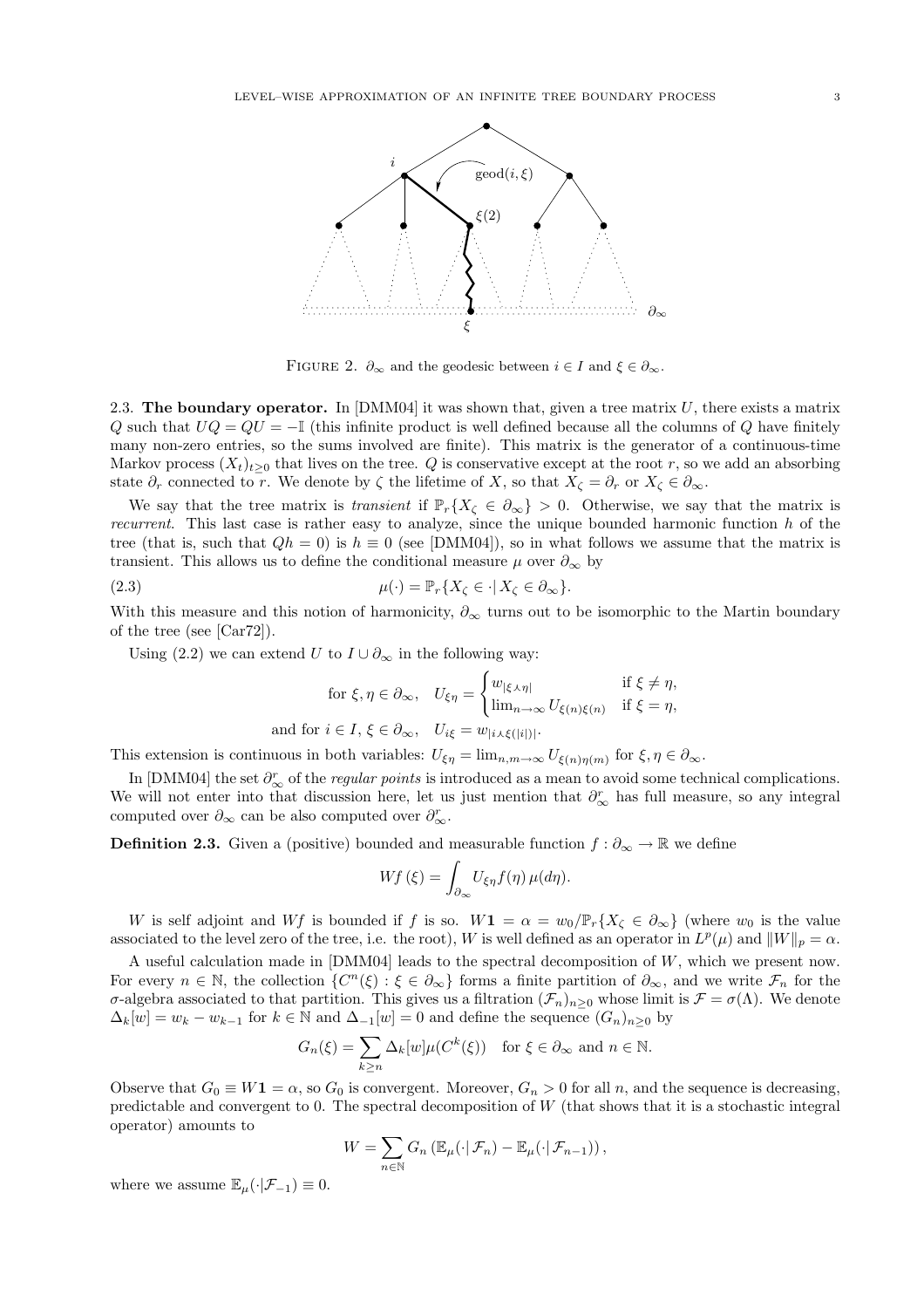FIGURE 2. $\partial_\infty$ and the geodesic between $i \in I$ and $\xi \in \partial_\infty$.

**2.3. The boundary operator.** In [DMM04] it was shown that, given a tree matrix $U$, there exists a matrix $Q$ such that $UQ = QU = -\mathbb{I}$ (this infinite product is well defined because all the columns of $Q$ have finitely many non-zero entries, so the sums involved are finite). This matrix is the generator of a continuous-time Markov process $(X_t)_{t\geq 0}$ that lives on the tree. $Q$ is conservative except at the root $r$, so we add an absorbing state $\partial_r$ connected to $r$. We denote by $\zeta$ the lifetime of $X$, so that $X_\zeta = \partial_r$ or $X_\zeta \in \partial_\infty$.

We say that the tree matrix is *transient* if $\mathbb{P}_r\{X_\zeta \in \partial_\infty\} > 0$. Otherwise, we say that the matrix is *recurrent*. This last case is rather easy to analyze, since the unique bounded harmonic function $h$ of the tree (that is, such that $Qh = 0$) is $h \equiv 0$ (see [DMM04]), so in what follows we assume that the matrix is transient. This allows us to define the conditional measure $\mu$ over $\partial_\infty$ by

$$\mu(\cdot) = \mathbb{P}_r\{X_\zeta \in \cdot \,|\, X_\zeta \in \partial_\infty\}. \tag{2.3}$$

With this measure and this notion of harmonicity, $\partial_\infty$ turns out to be isomorphic to the Martin boundary of the tree (see [Car72]).

Using (2.2) we can extend $U$ to $I \cup \partial_\infty$ in the following way:

$$\text{for } \xi, \eta \in \partial_\infty, \quad U_{\xi\eta} = \begin{cases} w_{|\xi \curlywedge \eta|} & \text{if } \xi \neq \eta, \\ \lim_{n\to\infty} U_{\xi(n)\xi(n)} & \text{if } \xi = \eta, \end{cases}$$

$$\text{and for } i \in I,\ \xi \in \partial_\infty, \quad U_{i\xi} = w_{|i \curlywedge \xi(|i|)|}.$$

This extension is continuous in both variables: $U_{\xi\eta} = \lim_{n,m\to\infty} U_{\xi(n)\eta(m)}$ for $\xi, \eta \in \partial_\infty$.

In [DMM04] the set $\partial_\infty^r$ of the *regular points* is introduced as a mean to avoid some technical complications. We will not enter into that discussion here, let us just mention that $\partial_\infty^r$ has full measure, so any integral computed over $\partial_\infty$ can be also computed over $\partial_\infty^r$.

**Definition 2.3.** Given a (positive) bounded and measurable function $f : \partial_\infty \to \mathbb{R}$ we define

$$Wf\,(\xi) = \int_{\partial_\infty} U_{\xi\eta} f(\eta)\, \mu(d\eta).$$

$W$ is self adjoint and $Wf$ is bounded if $f$ is so. $W\mathbf{1} = \alpha = w_0/\mathbb{P}_r\{X_\zeta \in \partial_\infty\}$ (where $w_0$ is the value associated to the level zero of the tree, i.e. the root), $W$ is well defined as an operator in $L^p(\mu)$ and $\|W\|_p = \alpha$.

A useful calculation made in [DMM04] leads to the spectral decomposition of $W$, which we present now. For every $n \in \mathbb{N}$, the collection $\{C^n(\xi) : \xi \in \partial_\infty\}$ forms a finite partition of $\partial_\infty$, and we write $\mathcal{F}_n$ for the $\sigma$-algebra associated to that partition. This gives us a filtration $(\mathcal{F}_n)_{n\geq 0}$ whose limit is $\mathcal{F} = \sigma(\Lambda)$. We denote $\Delta_k[w] = w_k - w_{k-1}$ for $k \in \mathbb{N}$ and $\Delta_{-1}[w] = 0$ and define the sequence $(G_n)_{n\geq 0}$ by

$$G_n(\xi) = \sum_{k\geq n} \Delta_k[w]\mu(C^k(\xi)) \quad \text{for } \xi \in \partial_\infty \text{ and } n \in \mathbb{N}.$$

Observe that $G_0 \equiv W\mathbf{1} = \alpha$, so $G_0$ is convergent. Moreover, $G_n > 0$ for all $n$, and the sequence is decreasing, predictable and convergent to 0. The spectral decomposition of $W$ (that shows that it is a stochastic integral operator) amounts to

$$W = \sum_{n\in\mathbb{N}} G_n \left(\mathbb{E}_\mu(\cdot\,|\,\mathcal{F}_n) - \mathbb{E}_\mu(\cdot\,|\,\mathcal{F}_{n-1})\right),$$

where we assume $\mathbb{E}_\mu(\cdot|\mathcal{F}_{-1}) \equiv 0$.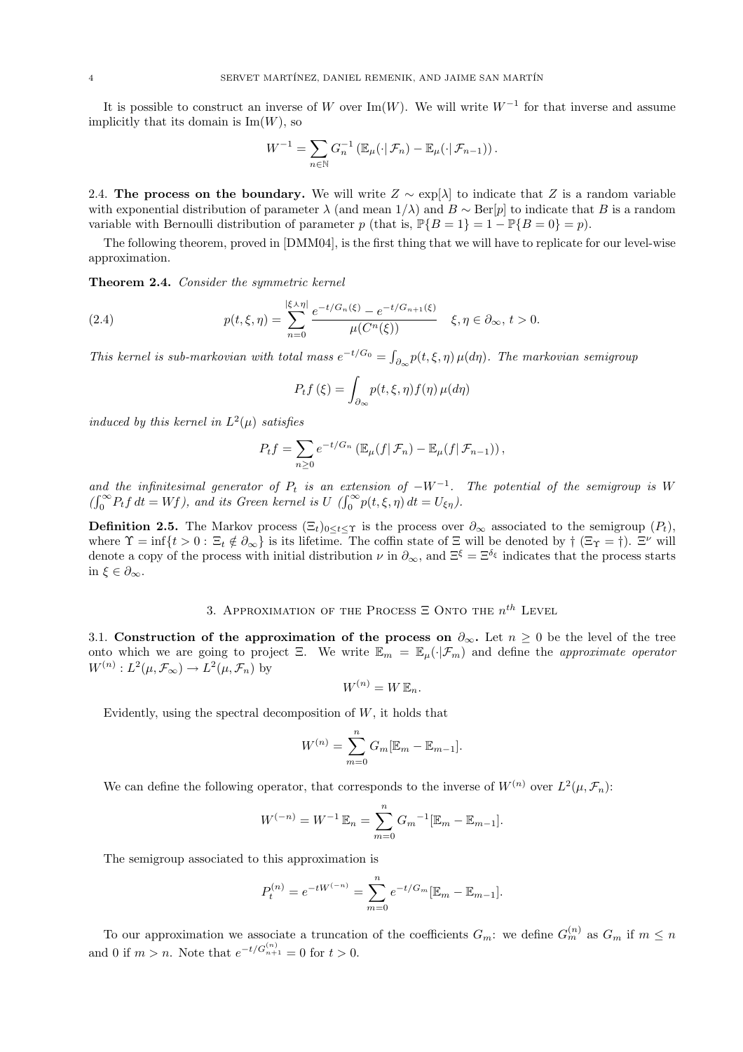It is possible to construct an inverse of $W$ over $\text{Im}(W)$. We will write $W^{-1}$ for that inverse and assume implicitly that its domain is $\text{Im}(W)$, so

$$W^{-1} = \sum_{n\in\mathbb{N}} G_n^{-1} \left( \mathbb{E}_\mu(\cdot|\,\mathcal{F}_n) - \mathbb{E}_\mu(\cdot|\,\mathcal{F}_{n-1}) \right).$$

2.4. **The process on the boundary.** We will write $Z \sim \exp[\lambda]$ to indicate that $Z$ is a random variable with exponential distribution of parameter $\lambda$ (and mean $1/\lambda$) and $B \sim \text{Ber}[p]$ to indicate that $B$ is a random variable with Bernoulli distribution of parameter $p$ (that is, $\mathbb{P}\{B = 1\} = 1 - \mathbb{P}\{B = 0\} = p$).

The following theorem, proved in [DMM04], is the first thing that we will have to replicate for our level-wise approximation.

**Theorem 2.4.** *Consider the symmetric kernel*

$$p(t,\xi,\eta) = \sum_{n=0}^{|\xi\wedge\eta|} \frac{e^{-t/G_n(\xi)} - e^{-t/G_{n+1}(\xi)}}{\mu(C^n(\xi))} \quad \xi,\eta \in \partial_\infty,\ t>0. \tag{2.4}$$

*This kernel is sub-markovian with total mass* $e^{-t/G_0} = \int_{\partial_\infty} p(t,\xi,\eta)\,\mu(d\eta)$. *The markovian semigroup*

$$P_t f\,(\xi) = \int_{\partial_\infty} p(t,\xi,\eta) f(\eta)\,\mu(d\eta)$$

*induced by this kernel in* $L^2(\mu)$ *satisfies*

$$P_t f = \sum_{n\geq 0} e^{-t/G_n} \left( \mathbb{E}_\mu(f|\,\mathcal{F}_n) - \mathbb{E}_\mu(f|\,\mathcal{F}_{n-1}) \right),$$

*and the infinitesimal generator of* $P_t$ *is an extension of* $-W^{-1}$. *The potential of the semigroup is* $W$ *(*$\int_0^\infty P_t f\,dt = Wf$*), and its Green kernel is* $U$ *(*$\int_0^\infty p(t,\xi,\eta)\,dt = U_{\xi\eta}$*).*

**Definition 2.5.** The Markov process $(\Xi_t)_{0\leq t\leq \Upsilon}$ is the process over $\partial_\infty$ associated to the semigroup $(P_t)$, where $\Upsilon = \inf\{t > 0 : \Xi_t \notin \partial_\infty\}$ is its lifetime. The coffin state of $\Xi$ will be denoted by $\dagger$ ($\Xi_\Upsilon = \dagger$). $\Xi^\nu$ will denote a copy of the process with initial distribution $\nu$ in $\partial_\infty$, and $\Xi^\xi = \Xi^{\delta_\xi}$ indicates that the process starts in $\xi \in \partial_\infty$.

## 3. Approximation of the Process $\Xi$ Onto the $n^{th}$ Level

3.1. **Construction of the approximation of the process on $\partial_\infty$.** Let $n \geq 0$ be the level of the tree onto which we are going to project $\Xi$. We write $\mathbb{E}_m = \mathbb{E}_\mu(\cdot|\mathcal{F}_m)$ and define the *approximate operator* $W^{(n)} : L^2(\mu, \mathcal{F}_\infty) \to L^2(\mu, \mathcal{F}_n)$ by

$$W^{(n)} = W\,\mathbb{E}_n.$$

Evidently, using the spectral decomposition of $W$, it holds that

$$W^{(n)} = \sum_{m=0}^{n} G_m[\mathbb{E}_m - \mathbb{E}_{m-1}].$$

We can define the following operator, that corresponds to the inverse of $W^{(n)}$ over $L^2(\mu, \mathcal{F}_n)$:

$$W^{(-n)} = W^{-1}\,\mathbb{E}_n = \sum_{m=0}^{n} {G_m}^{-1}[\mathbb{E}_m - \mathbb{E}_{m-1}].$$

The semigroup associated to this approximation is

$$P_t^{(n)} = e^{-tW^{(-n)}} = \sum_{m=0}^{n} e^{-t/G_m}[\mathbb{E}_m - \mathbb{E}_{m-1}].$$

To our approximation we associate a truncation of the coefficients $G_m$: we define $G_m^{(n)}$ as $G_m$ if $m \leq n$ and 0 if $m > n$. Note that $e^{-t/G_{n+1}^{(n)}} = 0$ for $t > 0$.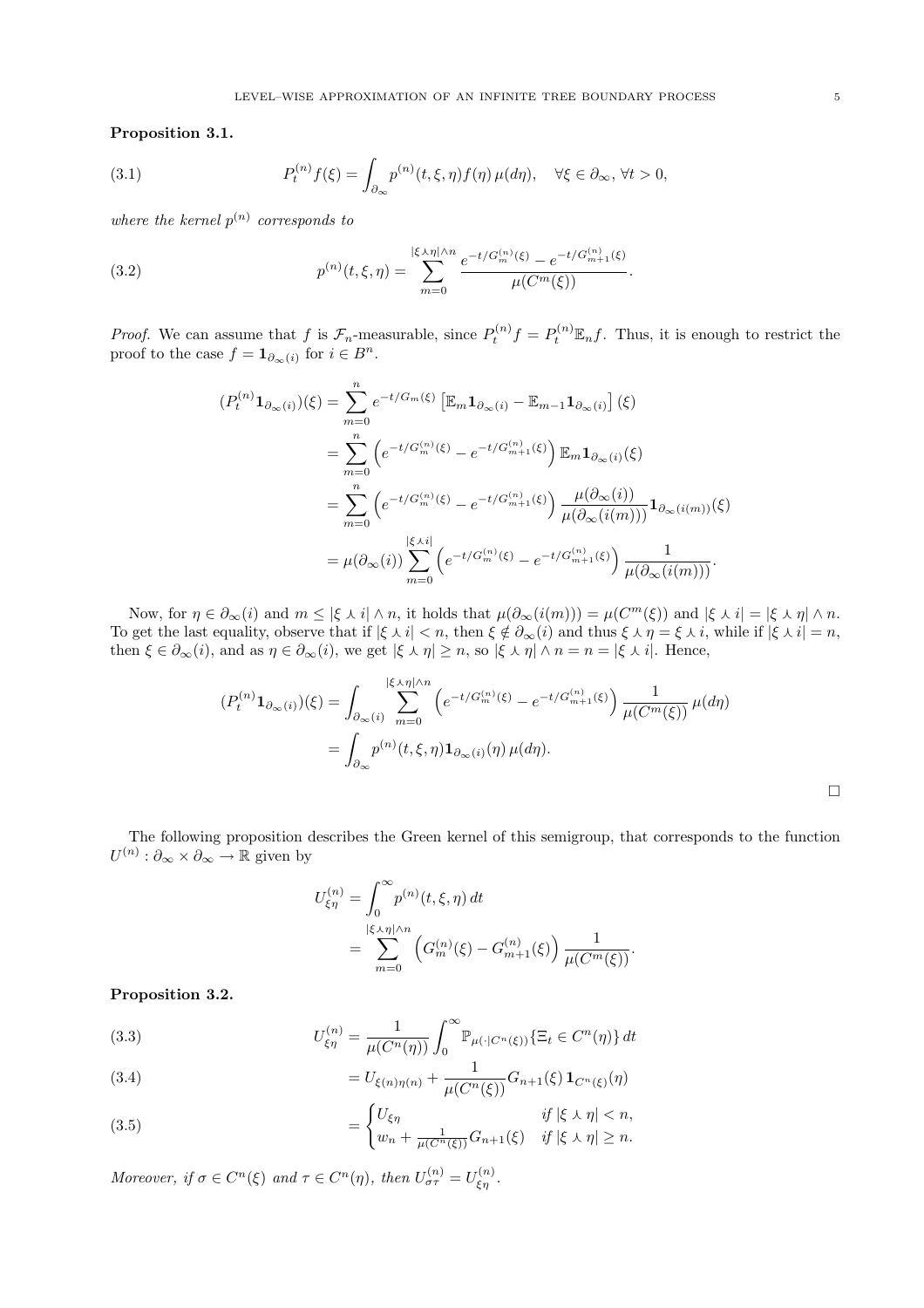**Proposition 3.1.**

$$P_t^{(n)} f(\xi) = \int_{\partial_\infty} p^{(n)}(t,\xi,\eta) f(\eta)\,\mu(d\eta), \quad \forall \xi \in \partial_\infty,\ \forall t>0, \tag{3.1}$$

*where the kernel* $p^{(n)}$ *corresponds to*

$$p^{(n)}(t,\xi,\eta) = \sum_{m=0}^{|\xi\curlywedge\eta|\wedge n} \frac{e^{-t/G_m^{(n)}(\xi)} - e^{-t/G_{m+1}^{(n)}(\xi)}}{\mu(C^m(\xi))}. \tag{3.2}$$

*Proof.* We can assume that $f$ is $\mathcal{F}_n$-measurable, since $P_t^{(n)} f = P_t^{(n)} \mathbb{E}_n f$. Thus, it is enough to restrict the proof to the case $f = \mathbf{1}_{\partial_\infty(i)}$ for $i \in B^n$.

$$\begin{aligned}
(P_t^{(n)} \mathbf{1}_{\partial_\infty(i)})(\xi) &= \sum_{m=0}^{n} e^{-t/G_m(\xi)} \left[\mathbb{E}_m \mathbf{1}_{\partial_\infty(i)} - \mathbb{E}_{m-1}\mathbf{1}_{\partial_\infty(i)}\right](\xi) \\
&= \sum_{m=0}^{n} \left(e^{-t/G_m^{(n)}(\xi)} - e^{-t/G_{m+1}^{(n)}(\xi)}\right) \mathbb{E}_m \mathbf{1}_{\partial_\infty(i)}(\xi) \\
&= \sum_{m=0}^{n} \left(e^{-t/G_m^{(n)}(\xi)} - e^{-t/G_{m+1}^{(n)}(\xi)}\right) \frac{\mu(\partial_\infty(i))}{\mu(\partial_\infty(i(m)))} \mathbf{1}_{\partial_\infty(i(m))}(\xi) \\
&= \mu(\partial_\infty(i)) \sum_{m=0}^{|\xi\curlywedge i|} \left(e^{-t/G_m^{(n)}(\xi)} - e^{-t/G_{m+1}^{(n)}(\xi)}\right) \frac{1}{\mu(\partial_\infty(i(m)))}.
\end{aligned}$$

Now, for $\eta \in \partial_\infty(i)$ and $m \le |\xi \curlywedge i| \wedge n$, it holds that $\mu(\partial_\infty(i(m))) = \mu(C^m(\xi))$ and $|\xi \curlywedge i| = |\xi \curlywedge \eta| \wedge n$. To get the last equality, observe that if $|\xi \curlywedge i| < n$, then $\xi \notin \partial_\infty(i)$ and thus $\xi \curlywedge \eta = \xi \curlywedge i$, while if $|\xi \curlywedge i| = n$, then $\xi \in \partial_\infty(i)$, and as $\eta \in \partial_\infty(i)$, we get $|\xi \curlywedge \eta| \ge n$, so $|\xi \curlywedge \eta| \wedge n = n = |\xi \curlywedge i|$. Hence,

$$\begin{aligned}
(P_t^{(n)} \mathbf{1}_{\partial_\infty(i)})(\xi) &= \int_{\partial_\infty(i)} \sum_{m=0}^{|\xi\curlywedge\eta|\wedge n} \left(e^{-t/G_m^{(n)}(\xi)} - e^{-t/G_{m+1}^{(n)}(\xi)}\right) \frac{1}{\mu(C^m(\xi))}\,\mu(d\eta) \\
&= \int_{\partial_\infty} p^{(n)}(t,\xi,\eta) \mathbf{1}_{\partial_\infty(i)}(\eta)\,\mu(d\eta).
\end{aligned}$$

□

The following proposition describes the Green kernel of this semigroup, that corresponds to the function $U^{(n)} : \partial_\infty \times \partial_\infty \to \mathbb{R}$ given by

$$\begin{aligned}
U_{\xi\eta}^{(n)} &= \int_0^\infty p^{(n)}(t,\xi,\eta)\,dt \\
&= \sum_{m=0}^{|\xi\curlywedge\eta|\wedge n} \left(G_m^{(n)}(\xi) - G_{m+1}^{(n)}(\xi)\right) \frac{1}{\mu(C^m(\xi))}.
\end{aligned}$$

**Proposition 3.2.**

$$U_{\xi\eta}^{(n)} = \frac{1}{\mu(C^n(\eta))} \int_0^\infty \mathbb{P}_{\mu(\cdot|C^n(\xi))}\{\Xi_t \in C^n(\eta)\}\,dt \tag{3.3}$$

$$= U_{\xi(n)\eta(n)} + \frac{1}{\mu(C^n(\xi))} G_{n+1}(\xi)\,\mathbf{1}_{C^n(\xi)}(\eta) \tag{3.4}$$

$$= \begin{cases} U_{\xi\eta} & \text{if } |\xi \curlywedge \eta| < n, \\ w_n + \frac{1}{\mu(C^n(\xi))} G_{n+1}(\xi) & \text{if } |\xi \curlywedge \eta| \ge n. \end{cases} \tag{3.5}$$

*Moreover, if* $\sigma \in C^n(\xi)$ *and* $\tau \in C^n(\eta)$, *then* $U_{\sigma\tau}^{(n)} = U_{\xi\eta}^{(n)}$.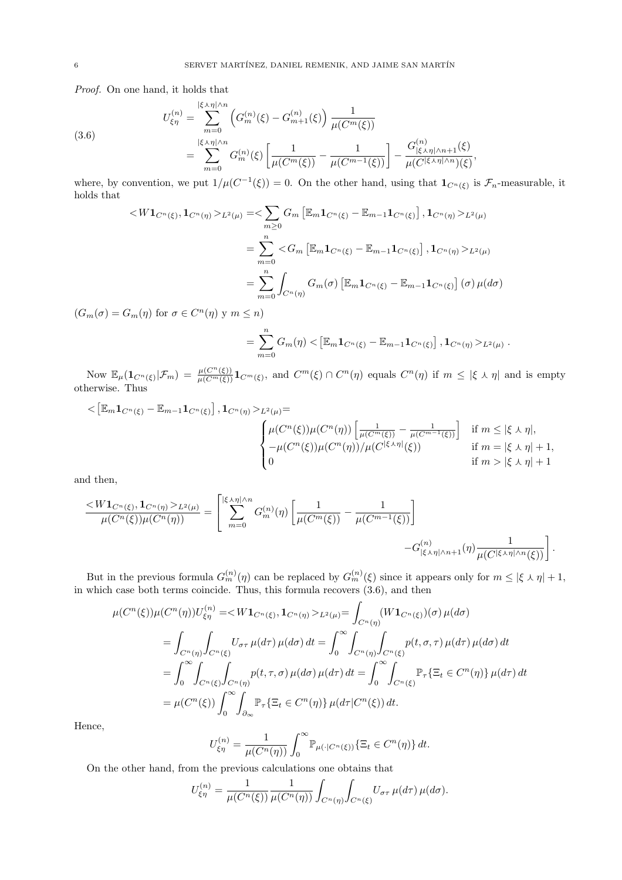*Proof.* On one hand, it holds that

$$
\begin{aligned}
U^{(n)}_{\xi\eta} &= \sum_{m=0}^{|\xi\curlywedge\eta|\wedge n} \left(G^{(n)}_m(\xi) - G^{(n)}_{m+1}(\xi)\right)\frac{1}{\mu(C^m(\xi))} \\
&= \sum_{m=0}^{|\xi\curlywedge\eta|\wedge n} G^{(n)}_m(\xi)\left[\frac{1}{\mu(C^m(\xi))} - \frac{1}{\mu(C^{m-1}(\xi))}\right] - \frac{G^{(n)}_{|\xi\curlywedge\eta|\wedge n+1}(\xi)}{\mu(C^{|\xi\curlywedge\eta|\wedge n})(\xi)},
\end{aligned}
\tag{3.6}
$$

where, by convention, we put $1/\mu(C^{-1}(\xi)) = 0$. On the other hand, using that $\mathbf{1}_{C^n(\xi)}$ is $\mathcal{F}_n$-measurable, it holds that

$$
\begin{aligned}
<W\mathbf{1}_{C^n(\xi)}, \mathbf{1}_{C^n(\eta)}>_{L^2(\mu)} &= <\sum_{m\geq 0} G_m\left[\mathbb{E}_m\mathbf{1}_{C^n(\xi)} - \mathbb{E}_{m-1}\mathbf{1}_{C^n(\xi)}\right], \mathbf{1}_{C^n(\eta)}>_{L^2(\mu)} \\
&= \sum_{m=0}^{n} <G_m\left[\mathbb{E}_m\mathbf{1}_{C^n(\xi)} - \mathbb{E}_{m-1}\mathbf{1}_{C^n(\xi)}\right], \mathbf{1}_{C^n(\eta)}>_{L^2(\mu)} \\
&= \sum_{m=0}^{n} \int_{C^n(\eta)} G_m(\sigma)\left[\mathbb{E}_m\mathbf{1}_{C^n(\xi)} - \mathbb{E}_{m-1}\mathbf{1}_{C^n(\xi)}\right](\sigma)\,\mu(d\sigma)
\end{aligned}
$$

($G_m(\sigma) = G_m(\eta)$ for $\sigma \in C^n(\eta)$ y $m \leq n$)

$$
= \sum_{m=0}^{n} G_m(\eta) <\left[\mathbb{E}_m\mathbf{1}_{C^n(\xi)} - \mathbb{E}_{m-1}\mathbf{1}_{C^n(\xi)}\right], \mathbf{1}_{C^n(\eta)}>_{L^2(\mu)}.
$$

Now $\mathbb{E}_\mu(\mathbf{1}_{C^n(\xi)}|\mathcal{F}_m) = \frac{\mu(C^n(\xi))}{\mu(C^m(\xi))}\mathbf{1}_{C^m(\xi)}$, and $C^m(\xi)\cap C^n(\eta)$ equals $C^n(\eta)$ if $m \leq |\xi\curlywedge\eta|$ and is empty otherwise. Thus

$$
<\left[\mathbb{E}_m\mathbf{1}_{C^n(\xi)} - \mathbb{E}_{m-1}\mathbf{1}_{C^n(\xi)}\right], \mathbf{1}_{C^n(\eta)}>_{L^2(\mu)} =
\begin{cases}
\mu(C^n(\xi))\mu(C^n(\eta))\left[\frac{1}{\mu(C^m(\xi))} - \frac{1}{\mu(C^{m-1}(\xi))}\right] & \text{if } m \leq |\xi\curlywedge\eta|, \\
-\mu(C^n(\xi))\mu(C^n(\eta))/\mu(C^{|\xi\curlywedge\eta|}(\xi)) & \text{if } m = |\xi\curlywedge\eta|+1, \\
0 & \text{if } m > |\xi\curlywedge\eta|+1
\end{cases}
$$

and then,

$$
\frac{<W\mathbf{1}_{C^n(\xi)}, \mathbf{1}_{C^n(\eta)}>_{L^2(\mu)}}{\mu(C^n(\xi))\mu(C^n(\eta))} = \left[\sum_{m=0}^{|\xi\curlywedge\eta|\wedge n} G^{(n)}_m(\eta)\left[\frac{1}{\mu(C^m(\xi))} - \frac{1}{\mu(C^{m-1}(\xi))}\right] - G^{(n)}_{|\xi\curlywedge\eta|\wedge n+1}(\eta)\frac{1}{\mu(C^{|\xi\curlywedge\eta|\wedge n}(\xi))}\right].
$$

But in the previous formula $G^{(n)}_m(\eta)$ can be replaced by $G^{(n)}_m(\xi)$ since it appears only for $m \leq |\xi\curlywedge\eta|+1$, in which case both terms coincide. Thus, this formula recovers (3.6), and then

$$
\begin{aligned}
\mu(C^n(\xi))\mu(C^n(\eta))U^{(n)}_{\xi\eta} &= <W\mathbf{1}_{C^n(\xi)}, \mathbf{1}_{C^n(\eta)}>_{L^2(\mu)} = \int_{C^n(\eta)} (W\mathbf{1}_{C^n(\xi)})(\sigma)\,\mu(d\sigma) \\
&= \int_{C^n(\eta)}\int_{C^n(\xi)} U_{\sigma\tau}\,\mu(d\tau)\,\mu(d\sigma)\,dt = \int_0^\infty\int_{C^n(\eta)}\int_{C^n(\xi)} p(t,\sigma,\tau)\,\mu(d\tau)\,\mu(d\sigma)\,dt \\
&= \int_0^\infty\int_{C^n(\xi)}\int_{C^n(\eta)} p(t,\tau,\sigma)\,\mu(d\sigma)\,\mu(d\tau)\,dt = \int_0^\infty\int_{C^n(\xi)} \mathbb{P}_\tau\{\Xi_t \in C^n(\eta)\}\,\mu(d\tau)\,dt \\
&= \mu(C^n(\xi))\int_0^\infty\int_{\partial_\infty} \mathbb{P}_\tau\{\Xi_t \in C^n(\eta)\}\,\mu(d\tau|C^n(\xi))\,dt.
\end{aligned}
$$

Hence,

$$
U^{(n)}_{\xi\eta} = \frac{1}{\mu(C^n(\eta))}\int_0^\infty \mathbb{P}_{\mu(\cdot|C^n(\xi))}\{\Xi_t \in C^n(\eta)\}\,dt.
$$

On the other hand, from the previous calculations one obtains that

$$
U^{(n)}_{\xi\eta} = \frac{1}{\mu(C^n(\xi))}\frac{1}{\mu(C^n(\eta))}\int_{C^n(\eta)}\int_{C^n(\xi)} U_{\sigma\tau}\,\mu(d\tau)\,\mu(d\sigma).
$$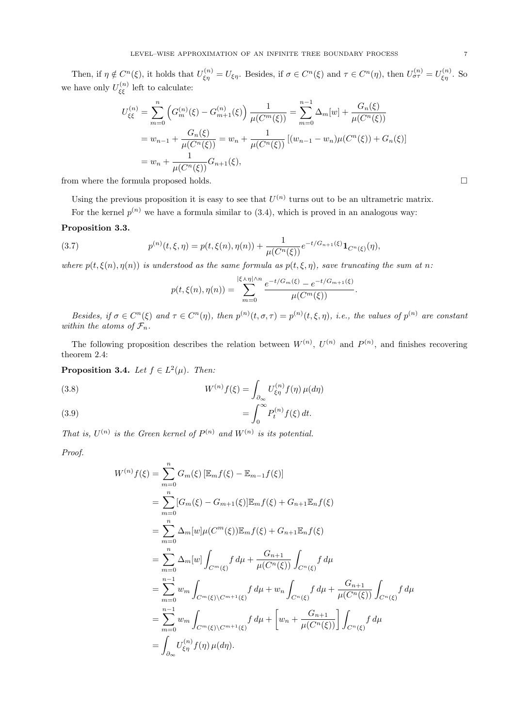Then, if $\eta \notin C^n(\xi)$, it holds that $U^{(n)}_{\xi\eta} = U_{\xi\eta}$. Besides, if $\sigma \in C^n(\xi)$ and $\tau \in C^n(\eta)$, then $U^{(n)}_{\sigma\tau} = U^{(n)}_{\xi\eta}$. So we have only $U^{(n)}_{\xi\xi}$ left to calculate:

$$
\begin{aligned}
U^{(n)}_{\xi\xi} &= \sum_{m=0}^{n} \left( G^{(n)}_m(\xi) - G^{(n)}_{m+1}(\xi) \right) \frac{1}{\mu(C^m(\xi))} = \sum_{m=0}^{n-1} \Delta_m[w] + \frac{G_n(\xi)}{\mu(C^n(\xi))} \\
&= w_{n-1} + \frac{G_n(\xi)}{\mu(C^n(\xi))} = w_n + \frac{1}{\mu(C^n(\xi))} \left[ (w_{n-1} - w_n)\mu(C^n(\xi)) + G_n(\xi) \right] \\
&= w_n + \frac{1}{\mu(C^n(\xi))} G_{n+1}(\xi),
\end{aligned}
$$

from where the formula proposed holds. $\square$

Using the previous proposition it is easy to see that $U^{(n)}$ turns out to be an ultrametric matrix.

For the kernel $p^{(n)}$ we have a formula similar to (3.4), which is proved in an analogous way:

**Proposition 3.3.**

$$
p^{(n)}(t, \xi, \eta) = p(t, \xi(n), \eta(n)) + \frac{1}{\mu(C^n(\xi))} e^{-t/G_{n+1}(\xi)} \mathbf{1}_{C^n(\xi)}(\eta), \tag{3.7}
$$

*where $p(t, \xi(n), \eta(n))$ is understood as the same formula as $p(t, \xi, \eta)$, save truncating the sum at $n$:*

$$
p(t, \xi(n), \eta(n)) = \sum_{m=0}^{|\xi \curlywedge \eta| \wedge n} \frac{e^{-t/G_m(\xi)} - e^{-t/G_{m+1}(\xi)}}{\mu(C^m(\xi))}.
$$

*Besides, if $\sigma \in C^n(\xi)$ and $\tau \in C^n(\eta)$, then $p^{(n)}(t, \sigma, \tau) = p^{(n)}(t, \xi, \eta)$, i.e., the values of $p^{(n)}$ are constant within the atoms of $\mathcal{F}_n$.*

The following proposition describes the relation between $W^{(n)}$, $U^{(n)}$ and $P^{(n)}$, and finishes recovering theorem 2.4:

**Proposition 3.4.** *Let $f \in L^2(\mu)$. Then:*

$$
W^{(n)} f(\xi) = \int_{\partial_\infty} U^{(n)}_{\xi\eta} f(\eta)\, \mu(d\eta) \tag{3.8}
$$

$$
= \int_0^\infty P^{(n)}_t f(\xi)\, dt. \tag{3.9}
$$

*That is, $U^{(n)}$ is the Green kernel of $P^{(n)}$ and $W^{(n)}$ is its potential.*

*Proof.*

$$
\begin{aligned}
W^{(n)} f(\xi) &= \sum_{m=0}^{n} G_m(\xi) \left[ \mathbb{E}_m f(\xi) - \mathbb{E}_{m-1} f(\xi) \right] \\
&= \sum_{m=0}^{n} [G_m(\xi) - G_{m+1}(\xi)] \mathbb{E}_m f(\xi) + G_{n+1} \mathbb{E}_n f(\xi) \\
&= \sum_{m=0}^{n} \Delta_m[w] \mu(C^m(\xi)) \mathbb{E}_m f(\xi) + G_{n+1} \mathbb{E}_n f(\xi) \\
&= \sum_{m=0}^{n} \Delta_m[w] \int_{C^m(\xi)} f\, d\mu + \frac{G_{n+1}}{\mu(C^n(\xi))} \int_{C^n(\xi)} f\, d\mu \\
&= \sum_{m=0}^{n-1} w_m \int_{C^m(\xi) \setminus C^{m+1}(\xi)} f\, d\mu + w_n \int_{C^n(\xi)} f\, d\mu + \frac{G_{n+1}}{\mu(C^n(\xi))} \int_{C^n(\xi)} f\, d\mu \\
&= \sum_{m=0}^{n-1} w_m \int_{C^m(\xi) \setminus C^{m+1}(\xi)} f\, d\mu + \left[ w_n + \frac{G_{n+1}}{\mu(C^n(\xi))} \right] \int_{C^n(\xi)} f\, d\mu \\
&= \int_{\partial_\infty} U^{(n)}_{\xi\eta} f(\eta)\, \mu(d\eta).
\end{aligned}
$$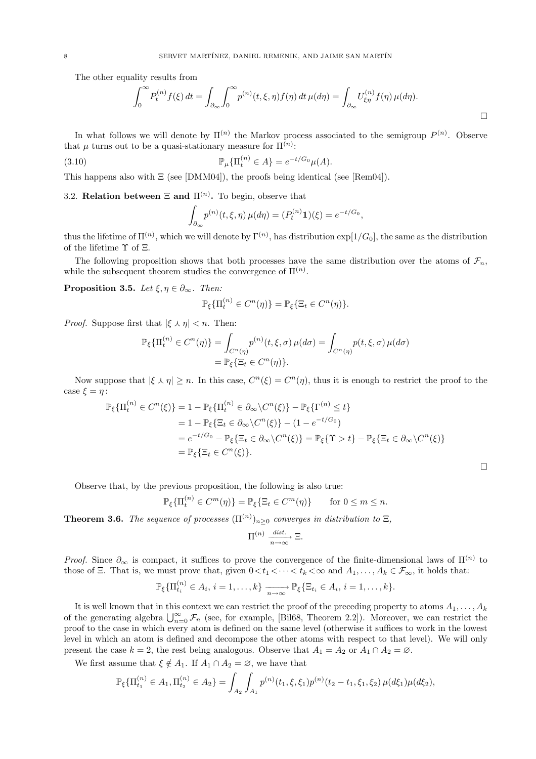The other equality results from

$$\int_0^\infty P_t^{(n)} f(\xi)\,dt = \int_{\partial_\infty} \int_0^\infty p^{(n)}(t,\xi,\eta) f(\eta)\,dt\,\mu(d\eta) = \int_{\partial_\infty} U_{\xi\eta}^{(n)} f(\eta)\,\mu(d\eta).$$

□

In what follows we will denote by $\Pi^{(n)}$ the Markov process associated to the semigroup $P^{(n)}$. Observe that $\mu$ turns out to be a quasi-stationary measure for $\Pi^{(n)}$:

$$\mathbb{P}_\mu\{\Pi_t^{(n)} \in A\} = e^{-t/G_0}\mu(A). \tag{3.10}$$

This happens also with $\Xi$ (see [DMM04]), the proofs being identical (see [Rem04]).

### 3.2. Relation between $\Xi$ and $\Pi^{(n)}$.

To begin, observe that

$$\int_{\partial_\infty} p^{(n)}(t,\xi,\eta)\,\mu(d\eta) = (P_t^{(n)}\mathbf{1})(\xi) = e^{-t/G_0},$$

thus the lifetime of $\Pi^{(n)}$, which we will denote by $\Gamma^{(n)}$, has distribution $\exp[1/G_0]$, the same as the distribution of the lifetime $\Upsilon$ of $\Xi$.

The following proposition shows that both processes have the same distribution over the atoms of $\mathcal{F}_n$, while the subsequent theorem studies the convergence of $\Pi^{(n)}$.

**Proposition 3.5.** *Let $\xi, \eta \in \partial_\infty$. Then:*

$$\mathbb{P}_\xi\{\Pi_t^{(n)} \in C^n(\eta)\} = \mathbb{P}_\xi\{\Xi_t \in C^n(\eta)\}.$$

*Proof.* Suppose first that $|\xi \curlywedge \eta| < n$. Then:

$$\begin{aligned}
\mathbb{P}_\xi\{\Pi_t^{(n)} \in C^n(\eta)\} &= \int_{C^n(\eta)} p^{(n)}(t,\xi,\sigma)\,\mu(d\sigma) = \int_{C^n(\eta)} p(t,\xi,\sigma)\,\mu(d\sigma) \\
&= \mathbb{P}_\xi\{\Xi_t \in C^n(\eta)\}.
\end{aligned}$$

Now suppose that $|\xi \curlywedge \eta| \geq n$. In this case, $C^n(\xi) = C^n(\eta)$, thus it is enough to restrict the proof to the case $\xi = \eta$:

$$\begin{aligned}
\mathbb{P}_\xi\{\Pi_t^{(n)} \in C^n(\xi)\} &= 1 - \mathbb{P}_\xi\{\Pi_t^{(n)} \in \partial_\infty \backslash C^n(\xi)\} - \mathbb{P}_\xi\{\Gamma^{(n)} \leq t\} \\
&= 1 - \mathbb{P}_\xi\{\Xi_t \in \partial_\infty \backslash C^n(\xi)\} - (1 - e^{-t/G_0}) \\
&= e^{-t/G_0} - \mathbb{P}_\xi\{\Xi_t \in \partial_\infty \backslash C^n(\xi)\} = \mathbb{P}_\xi\{\Upsilon > t\} - \mathbb{P}_\xi\{\Xi_t \in \partial_\infty \backslash C^n(\xi)\} \\
&= \mathbb{P}_\xi\{\Xi_t \in C^n(\xi)\}.
\end{aligned}$$

□

Observe that, by the previous proposition, the following is also true:

$$\mathbb{P}_\xi\{\Pi_t^{(n)} \in C^m(\eta)\} = \mathbb{P}_\xi\{\Xi_t \in C^m(\eta)\} \qquad \text{for } 0 \leq m \leq n.$$

**Theorem 3.6.** *The sequence of processes $(\Pi^{(n)})_{n\geq 0}$ converges in distribution to $\Xi$,*

$$\Pi^{(n)} \xrightarrow[n\to\infty]{dist.} \Xi.$$

*Proof.* Since $\partial_\infty$ is compact, it suffices to prove the convergence of the finite-dimensional laws of $\Pi^{(n)}$ to those of $\Xi$. That is, we must prove that, given $0 < t_1 < \cdots < t_k < \infty$ and $A_1, \ldots, A_k \in \mathcal{F}_\infty$, it holds that:

$$\mathbb{P}_\xi\{\Pi_{t_i}^{(n)} \in A_i,\ i = 1, \ldots, k\} \xrightarrow[n\to\infty]{} \mathbb{P}_\xi\{\Xi_{t_i} \in A_i,\ i = 1, \ldots, k\}.$$

It is well known that in this context we can restrict the proof of the preceding property to atoms $A_1, \ldots, A_k$ of the generating algebra $\bigcup_{n=0}^\infty \mathcal{F}_n$ (see, for example, [Bil68, Theorem 2.2]). Moreover, we can restrict the proof to the case in which every atom is defined on the same level (otherwise it suffices to work in the lowest level in which an atom is defined and decompose the other atoms with respect to that level). We will only present the case $k = 2$, the rest being analogous. Observe that $A_1 = A_2$ or $A_1 \cap A_2 = \varnothing$.

We first assume that $\xi \notin A_1$. If $A_1 \cap A_2 = \varnothing$, we have that

$$\mathbb{P}_\xi\{\Pi_{t_1}^{(n)} \in A_1, \Pi_{t_2}^{(n)} \in A_2\} = \int_{A_2} \int_{A_1} p^{(n)}(t_1,\xi,\xi_1) p^{(n)}(t_2 - t_1,\xi_1,\xi_2)\,\mu(d\xi_1)\mu(d\xi_2),$$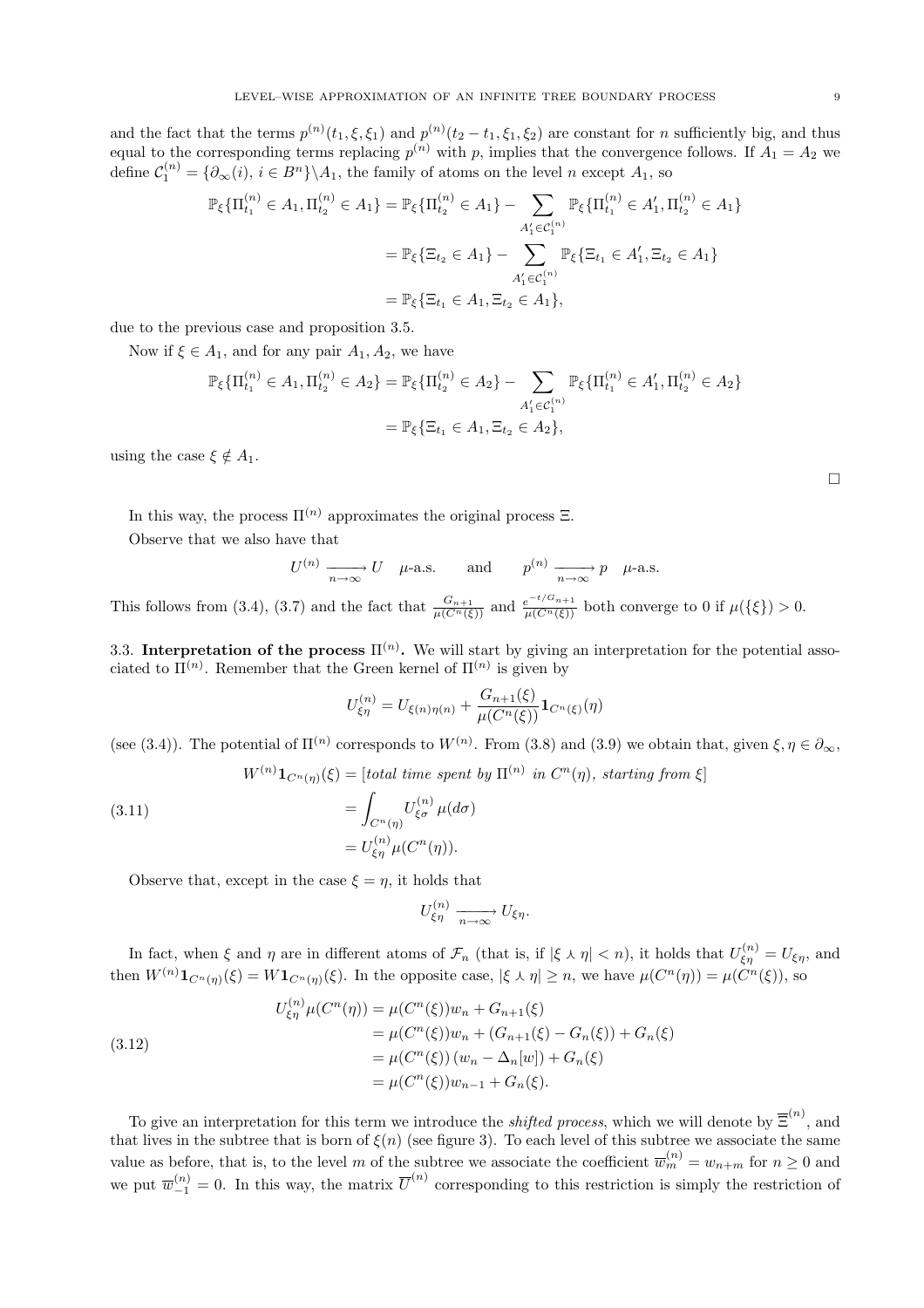and the fact that the terms $p^{(n)}(t_1, \xi, \xi_1)$ and $p^{(n)}(t_2 - t_1, \xi_1, \xi_2)$ are constant for $n$ sufficiently big, and thus equal to the corresponding terms replacing $p^{(n)}$ with $p$, implies that the convergence follows. If $A_1 = A_2$ we define $\mathcal{C}_1^{(n)} = \{\partial_\infty(i),\, i \in B^n\} \backslash A_1$, the family of atoms on the level $n$ except $A_1$, so

$$
\begin{aligned}
\mathbb{P}_\xi\{\Pi_{t_1}^{(n)} \in A_1, \Pi_{t_2}^{(n)} \in A_1\} &= \mathbb{P}_\xi\{\Pi_{t_2}^{(n)} \in A_1\} - \sum_{A_1' \in \mathcal{C}_1^{(n)}} \mathbb{P}_\xi\{\Pi_{t_1}^{(n)} \in A_1', \Pi_{t_2}^{(n)} \in A_1\} \\
&= \mathbb{P}_\xi\{\Xi_{t_2} \in A_1\} - \sum_{A_1' \in \mathcal{C}_1^{(n)}} \mathbb{P}_\xi\{\Xi_{t_1} \in A_1', \Xi_{t_2} \in A_1\} \\
&= \mathbb{P}_\xi\{\Xi_{t_1} \in A_1, \Xi_{t_2} \in A_1\},
\end{aligned}
$$

due to the previous case and proposition 3.5.

Now if $\xi \in A_1$, and for any pair $A_1, A_2$, we have

$$
\begin{aligned}
\mathbb{P}_\xi\{\Pi_{t_1}^{(n)} \in A_1, \Pi_{t_2}^{(n)} \in A_2\} &= \mathbb{P}_\xi\{\Pi_{t_2}^{(n)} \in A_2\} - \sum_{A_1' \in \mathcal{C}_1^{(n)}} \mathbb{P}_\xi\{\Pi_{t_1}^{(n)} \in A_1', \Pi_{t_2}^{(n)} \in A_2\} \\
&= \mathbb{P}_\xi\{\Xi_{t_1} \in A_1, \Xi_{t_2} \in A_2\},
\end{aligned}
$$

using the case $\xi \notin A_1$.

$\square$

In this way, the process $\Pi^{(n)}$ approximates the original process $\Xi$.

Observe that we also have that

$$
U^{(n)} \xrightarrow[n\to\infty]{} U \quad \mu\text{-a.s.} \qquad \text{and} \qquad p^{(n)} \xrightarrow[n\to\infty]{} p \quad \mu\text{-a.s.}
$$

This follows from (3.4), (3.7) and the fact that $\frac{G_{n+1}}{\mu(C^n(\xi))}$ and $\frac{e^{-t/G_{n+1}}}{\mu(C^n(\xi))}$ both converge to 0 if $\mu(\{\xi\}) > 0$.

**3.3. Interpretation of the process $\Pi^{(n)}$.** We will start by giving an interpretation for the potential associated to $\Pi^{(n)}$. Remember that the Green kernel of $\Pi^{(n)}$ is given by

$$
U_{\xi\eta}^{(n)} = U_{\xi(n)\eta(n)} + \frac{G_{n+1}(\xi)}{\mu(C^n(\xi))} \mathbf{1}_{C^n(\xi)}(\eta)
$$

(see (3.4)). The potential of $\Pi^{(n)}$ corresponds to $W^{(n)}$. From (3.8) and (3.9) we obtain that, given $\xi, \eta \in \partial_\infty$,

$$
\begin{aligned}
W^{(n)}\mathbf{1}_{C^n(\eta)}(\xi) &= [\textit{total time spent by } \Pi^{(n)} \textit{ in } C^n(\eta),\textit{ starting from } \xi] \\
&= \int_{C^n(\eta)} U_{\xi\sigma}^{(n)}\, \mu(d\sigma) \qquad (3.11)\\
&= U_{\xi\eta}^{(n)} \mu(C^n(\eta)).
\end{aligned}
$$

Observe that, except in the case $\xi = \eta$, it holds that

$$
U_{\xi\eta}^{(n)} \xrightarrow[n\to\infty]{} U_{\xi\eta}.
$$

In fact, when $\xi$ and $\eta$ are in different atoms of $\mathcal{F}_n$ (that is, if $|\xi \curlywedge \eta| < n$), it holds that $U_{\xi\eta}^{(n)} = U_{\xi\eta}$, and then $W^{(n)}\mathbf{1}_{C^n(\eta)}(\xi) = W\mathbf{1}_{C^n(\eta)}(\xi)$. In the opposite case, $|\xi \curlywedge \eta| \geq n$, we have $\mu(C^n(\eta)) = \mu(C^n(\xi))$, so

$$
\begin{aligned}
U_{\xi\eta}^{(n)} \mu(C^n(\eta)) &= \mu(C^n(\xi)) w_n + G_{n+1}(\xi) \\
&= \mu(C^n(\xi)) w_n + (G_{n+1}(\xi) - G_n(\xi)) + G_n(\xi) \qquad (3.12)\\
&= \mu(C^n(\xi)) \left(w_n - \Delta_n[w]\right) + G_n(\xi) \\
&= \mu(C^n(\xi)) w_{n-1} + G_n(\xi).
\end{aligned}
$$

To give an interpretation for this term we introduce the *shifted process*, which we will denote by $\overline{\Xi}^{(n)}$, and that lives in the subtree that is born of $\xi(n)$ (see figure 3). To each level of this subtree we associate the same value as before, that is, to the level $m$ of the subtree we associate the coefficient $\overline{w}_m^{(n)} = w_{n+m}$ for $n \geq 0$ and we put $\overline{w}_{-1}^{(n)} = 0$. In this way, the matrix $\overline{U}^{(n)}$ corresponding to this restriction is simply the restriction of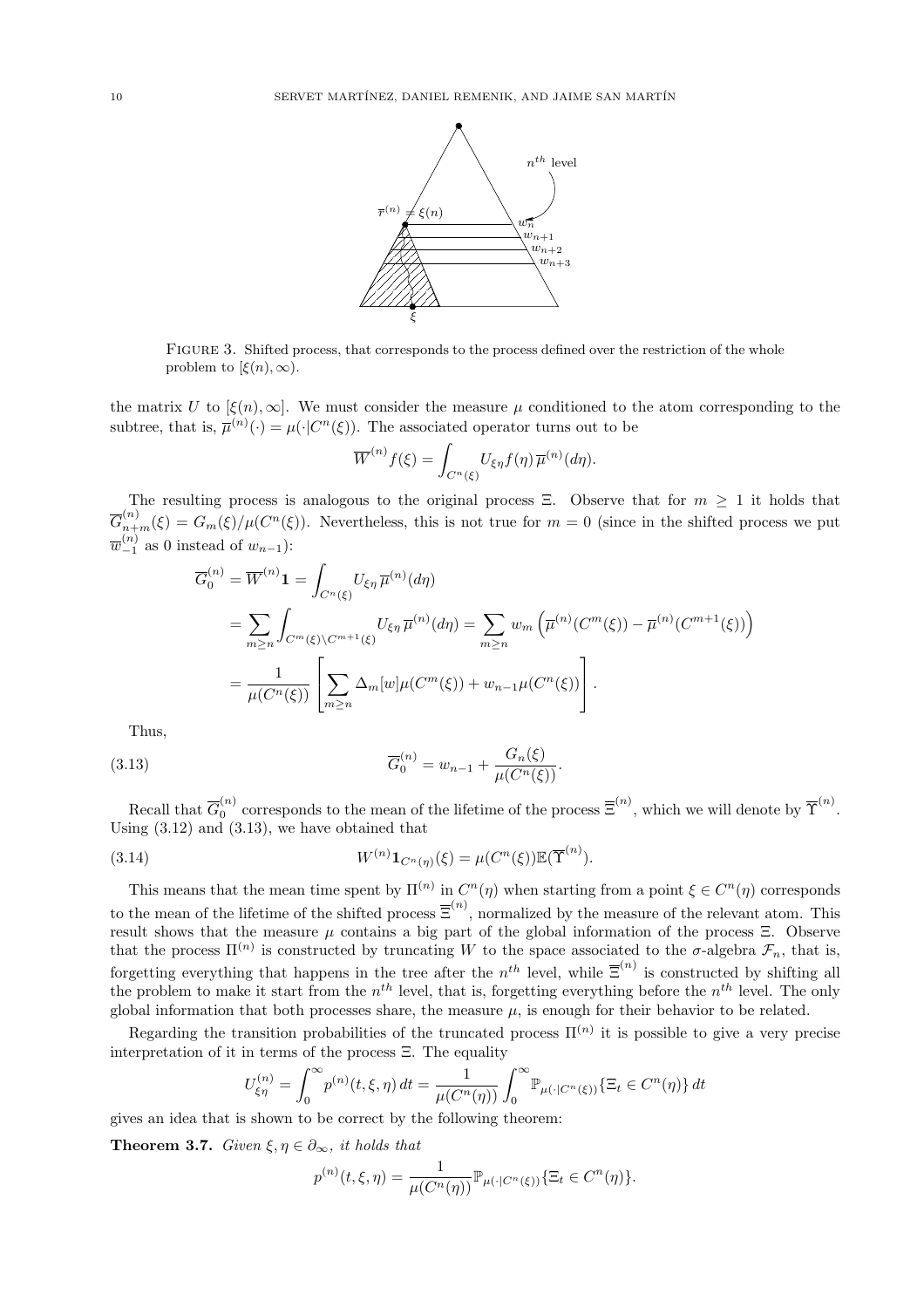FIGURE 3. Shifted process, that corresponds to the process defined over the restriction of the whole problem to $[\xi(n),\infty)$.

the matrix $U$ to $[\xi(n),\infty]$. We must consider the measure $\mu$ conditioned to the atom corresponding to the subtree, that is, $\overline{\mu}^{(n)}(\cdot)=\mu(\cdot|C^n(\xi))$. The associated operator turns out to be

$$\overline{W}^{(n)}f(\xi)=\int_{C^n(\xi)}U_{\xi\eta}f(\eta)\,\overline{\mu}^{(n)}(d\eta).$$

The resulting process is analogous to the original process $\Xi$. Observe that for $m\geq 1$ it holds that $\overline{G}^{(n)}_{n+m}(\xi)=G_m(\xi)/\mu(C^n(\xi))$. Nevertheless, this is not true for $m=0$ (since in the shifted process we put $\overline{w}^{(n)}_{-1}$ as 0 instead of $w_{n-1}$):

$$\begin{aligned}
\overline{G}^{(n)}_0 &= \overline{W}^{(n)}\mathbf{1}=\int_{C^n(\xi)}U_{\xi\eta}\,\overline{\mu}^{(n)}(d\eta)\\
&=\sum_{m\geq n}\int_{C^m(\xi)\setminus C^{m+1}(\xi)}U_{\xi\eta}\,\overline{\mu}^{(n)}(d\eta)=\sum_{m\geq n}w_m\left(\overline{\mu}^{(n)}(C^m(\xi))-\overline{\mu}^{(n)}(C^{m+1}(\xi))\right)\\
&=\frac{1}{\mu(C^n(\xi))}\left[\sum_{m\geq n}\Delta_m[w]\mu(C^m(\xi))+w_{n-1}\mu(C^n(\xi))\right].
\end{aligned}$$

Thus,

$$\overline{G}^{(n)}_0=w_{n-1}+\frac{G_n(\xi)}{\mu(C^n(\xi))}. \tag{3.13}$$

Recall that $\overline{G}^{(n)}_0$ corresponds to the mean of the lifetime of the process $\overline{\Xi}^{(n)}$, which we will denote by $\overline{\Upsilon}^{(n)}$. Using (3.12) and (3.13), we have obtained that

$$W^{(n)}\mathbf{1}_{C^n(\eta)}(\xi)=\mu(C^n(\xi))\mathbb{E}(\overline{\Upsilon}^{(n)}). \tag{3.14}$$

This means that the mean time spent by $\Pi^{(n)}$ in $C^n(\eta)$ when starting from a point $\xi\in C^n(\eta)$ corresponds to the mean of the lifetime of the shifted process $\overline{\Xi}^{(n)}$, normalized by the measure of the relevant atom. This result shows that the measure $\mu$ contains a big part of the global information of the process $\Xi$. Observe that the process $\Pi^{(n)}$ is constructed by truncating $W$ to the space associated to the $\sigma$-algebra $\mathcal{F}_n$, that is, forgetting everything that happens in the tree after the $n^{th}$ level, while $\overline{\Xi}^{(n)}$ is constructed by shifting all the problem to make it start from the $n^{th}$ level, that is, forgetting everything before the $n^{th}$ level. The only global information that both processes share, the measure $\mu$, is enough for their behavior to be related.

Regarding the transition probabilities of the truncated process $\Pi^{(n)}$ it is possible to give a very precise interpretation of it in terms of the process $\Xi$. The equality

$$U^{(n)}_{\xi\eta}=\int_0^\infty p^{(n)}(t,\xi,\eta)\,dt=\frac{1}{\mu(C^n(\eta))}\int_0^\infty\mathbb{P}_{\mu(\cdot|C^n(\xi))}\{\Xi_t\in C^n(\eta)\}\,dt$$

gives an idea that is shown to be correct by the following theorem:

**Theorem 3.7.** *Given $\xi,\eta\in\partial_\infty$, it holds that*

$$p^{(n)}(t,\xi,\eta)=\frac{1}{\mu(C^n(\eta))}\mathbb{P}_{\mu(\cdot|C^n(\xi))}\{\Xi_t\in C^n(\eta)\}.$$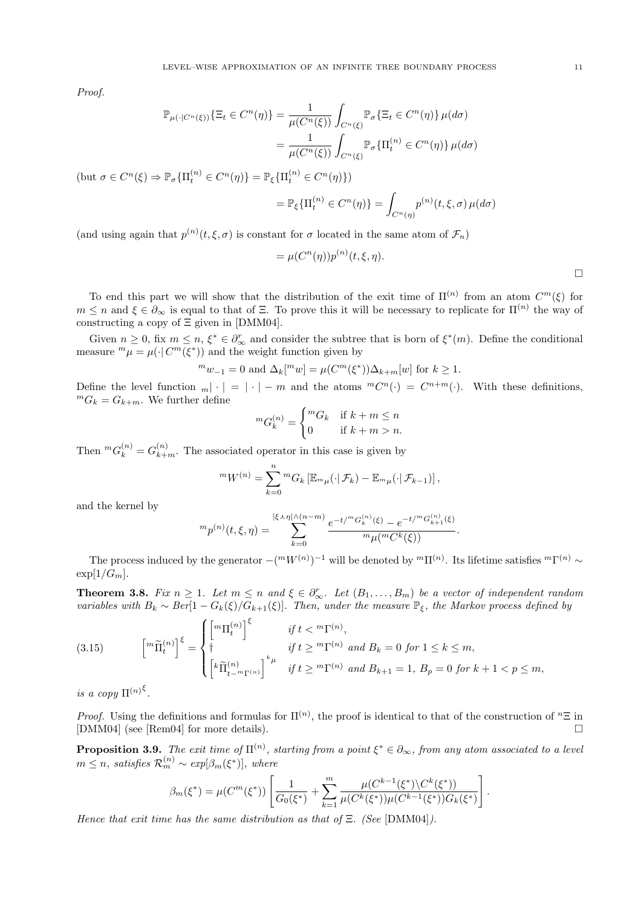*Proof.*

$$\mathbb{P}_{\mu(\cdot|C^n(\xi))}\{\Xi_t \in C^n(\eta)\} = \frac{1}{\mu(C^n(\xi))}\int_{C^n(\xi)} \mathbb{P}_\sigma\{\Xi_t \in C^n(\eta)\}\,\mu(d\sigma)$$
$$= \frac{1}{\mu(C^n(\xi))}\int_{C^n(\xi)} \mathbb{P}_\sigma\{\Pi_t^{(n)} \in C^n(\eta)\}\,\mu(d\sigma)$$

(but $\sigma \in C^n(\xi) \Rightarrow \mathbb{P}_\sigma\{\Pi_t^{(n)} \in C^n(\eta)\} = \mathbb{P}_\xi\{\Pi_t^{(n)} \in C^n(\eta)\}$)

$$= \mathbb{P}_\xi\{\Pi_t^{(n)} \in C^n(\eta)\} = \int_{C^n(\eta)} p^{(n)}(t,\xi,\sigma)\,\mu(d\sigma)$$

(and using again that $p^{(n)}(t,\xi,\sigma)$ is constant for $\sigma$ located in the same atom of $\mathcal{F}_n$)

$$= \mu(C^n(\eta))p^{(n)}(t,\xi,\eta).$$

□

To end this part we will show that the distribution of the exit time of $\Pi^{(n)}$ from an atom $C^m(\xi)$ for $m \le n$ and $\xi \in \partial_\infty$ is equal to that of $\Xi$. To prove this it will be necessary to replicate for $\Pi^{(n)}$ the way of constructing a copy of $\Xi$ given in [DMM04].

Given $n \ge 0$, fix $m \le n$, $\xi^* \in \partial_\infty^r$ and consider the subtree that is born of $\xi^*(m)$. Define the conditional measure ${}^m\mu = \mu(\cdot|\, C^m(\xi^*))$ and the weight function given by

$${}^m w_{-1} = 0 \text{ and } \Delta_k[{}^m w] = \mu(C^m(\xi^*))\Delta_{k+m}[w] \text{ for } k \ge 1.$$

Define the level function ${}_m|\cdot| = |\cdot| - m$ and the atoms ${}^mC^n(\cdot) = C^{n+m}(\cdot)$. With these definitions, ${}^mG_k = G_{k+m}$. We further define

$${}^mG_k^{(n)} = \begin{cases} {}^mG_k & \text{if } k+m \le n \\ 0 & \text{if } k+m > n. \end{cases}$$

Then ${}^mG_k^{(n)} = G_{k+m}^{(n)}$. The associated operator in this case is given by

$${}^mW^{(n)} = \sum_{k=0}^{n} {}^mG_k\left[\mathbb{E}_{{}^m\mu}(\cdot|\,\mathcal{F}_k) - \mathbb{E}_{{}^m\mu}(\cdot|\,\mathcal{F}_{k-1})\right],$$

and the kernel by

$${}^mp^{(n)}(t,\xi,\eta) = \sum_{k=0}^{|\xi\curlywedge\eta|\wedge(n-m)} \frac{e^{-t/{}^mG_k^{(n)}(\xi)} - e^{-t/{}^mG_{k+1}^{(n)}(\xi)}}{{}^m\mu({}^mC^k(\xi))}.$$

The process induced by the generator $-({}^mW^{(n)})^{-1}$ will be denoted by ${}^m\Pi^{(n)}$. Its lifetime satisfies ${}^m\Gamma^{(n)} \sim \exp[1/G_m]$.

**Theorem 3.8.** *Fix $n \ge 1$. Let $m \le n$ and $\xi \in \partial_\infty^r$. Let $(B_1,\dots,B_m)$ be a vector of independent random variables with $B_k \sim Ber[1 - G_k(\xi)/G_{k+1}(\xi)]$. Then, under the measure $\mathbb{P}_\xi$, the Markov process defined by*

$$\left[{}^m\widetilde{\Pi}_t^{(n)}\right]^\xi = \begin{cases} \left[{}^m\Pi_t^{(n)}\right]^\xi & \text{if } t < {}^m\Gamma^{(n)}, \\ \dagger & \text{if } t \ge {}^m\Gamma^{(n)} \text{ and } B_k = 0 \text{ for } 1 \le k \le m, \\ \left[{}^k\widetilde{\Pi}_{t-{}^m\Gamma^{(n)}}^{(n)}\right]^{{}^k\mu} & \text{if } t \ge {}^m\Gamma^{(n)} \text{ and } B_{k+1} = 1,\ B_p = 0 \text{ for } k+1 < p \le m, \end{cases} \tag{3.15}$$

*is a copy ${\Pi^{(n)}}^\xi$.*

*Proof.* Using the definitions and formulas for $\Pi^{(n)}$, the proof is identical to that of the construction of ${}^n\Xi$ in [DMM04] (see [Rem04] for more details). □

**Proposition 3.9.** *The exit time of $\Pi^{(n)}$, starting from a point $\xi^* \in \partial_\infty$, from any atom associated to a level $m \le n$, satisfies $\mathcal{R}_m^{(n)} \sim exp[\beta_m(\xi^*)]$, where*

$$\beta_m(\xi^*) = \mu(C^m(\xi^*))\left[\frac{1}{G_0(\xi^*)} + \sum_{k=1}^{m}\frac{\mu(C^{k-1}(\xi^*)\backslash C^k(\xi^*))}{\mu(C^k(\xi^*))\mu(C^{k-1}(\xi^*))G_k(\xi^*)}\right].$$

*Hence that exit time has the same distribution as that of $\Xi$. (See* [DMM04]*).*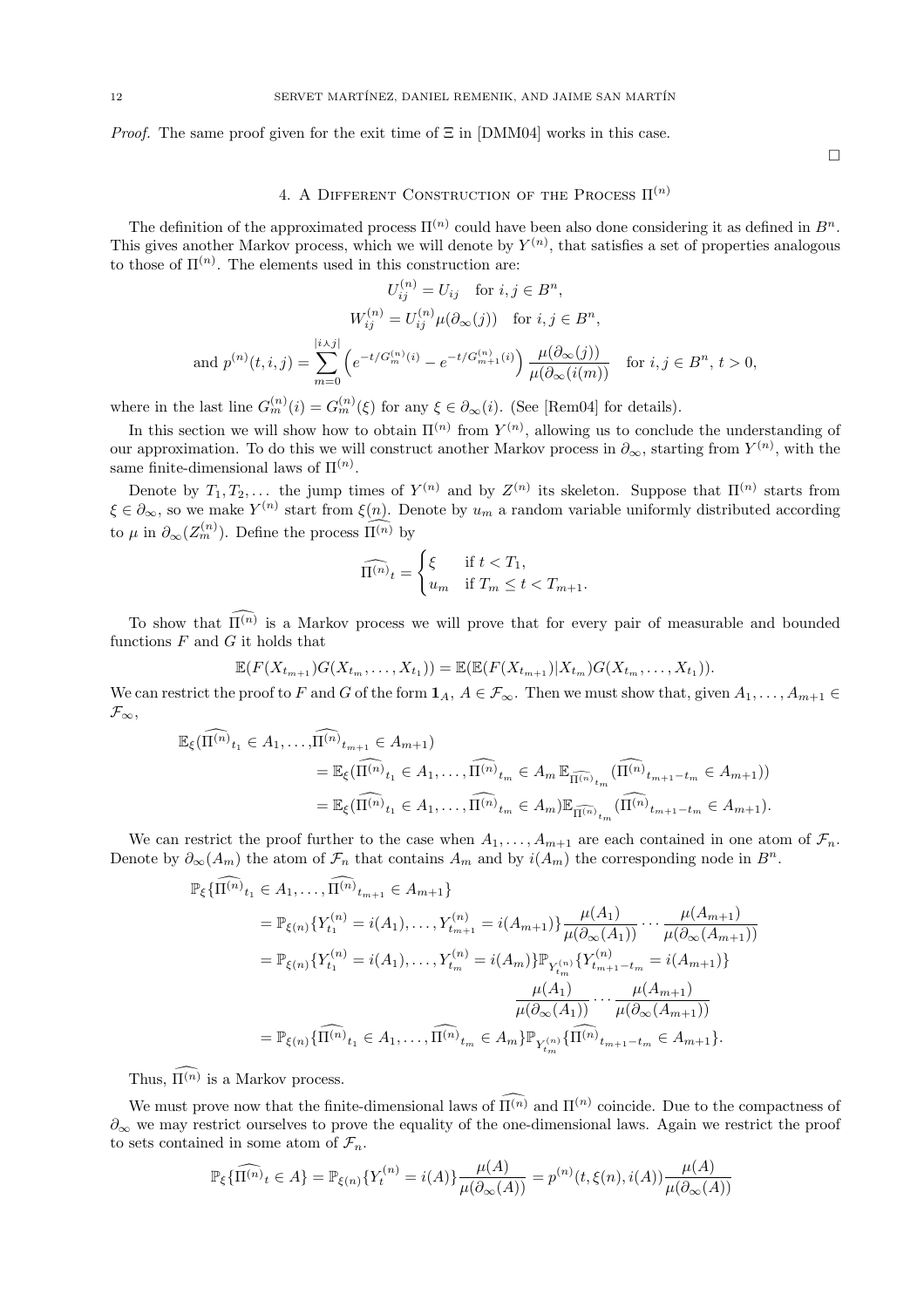*Proof.* The same proof given for the exit time of $\Xi$ in [DMM04] works in this case.

$\square$

## 4. A Different Construction of the Process $\Pi^{(n)}$

The definition of the approximated process $\Pi^{(n)}$ could have been also done considering it as defined in $B^n$. This gives another Markov process, which we will denote by $Y^{(n)}$, that satisfies a set of properties analogous to those of $\Pi^{(n)}$. The elements used in this construction are:

$$U^{(n)}_{ij} = U_{ij} \quad \text{for } i,j \in B^n,$$

$$W^{(n)}_{ij} = U^{(n)}_{ij}\mu(\partial_\infty(j)) \quad \text{for } i,j \in B^n,$$

$$\text{and } p^{(n)}(t,i,j) = \sum_{m=0}^{|i\wedge j|} \left(e^{-t/G^{(n)}_m(i)} - e^{-t/G^{(n)}_{m+1}(i)}\right) \frac{\mu(\partial_\infty(j))}{\mu(\partial_\infty(i(m))} \quad \text{for } i,j \in B^n,\ t>0,$$

where in the last line $G^{(n)}_m(i) = G^{(n)}_m(\xi)$ for any $\xi \in \partial_\infty(i)$. (See [Rem04] for details).

In this section we will show how to obtain $\Pi^{(n)}$ from $Y^{(n)}$, allowing us to conclude the understanding of our approximation. To do this we will construct another Markov process in $\partial_\infty$, starting from $Y^{(n)}$, with the same finite-dimensional laws of $\Pi^{(n)}$.

Denote by $T_1, T_2, \ldots$ the jump times of $Y^{(n)}$ and by $Z^{(n)}$ its skeleton. Suppose that $\Pi^{(n)}$ starts from $\xi \in \partial_\infty$, so we make $Y^{(n)}$ start from $\xi(n)$. Denote by $u_m$ a random variable uniformly distributed according to $\mu$ in $\partial_\infty(Z^{(n)}_m)$. Define the process $\widehat{\Pi^{(n)}}$ by

$$\widehat{\Pi^{(n)}}_t = \begin{cases} \xi & \text{if } t < T_1, \\ u_m & \text{if } T_m \leq t < T_{m+1}. \end{cases}$$

To show that $\widehat{\Pi^{(n)}}$ is a Markov process we will prove that for every pair of measurable and bounded functions $F$ and $G$ it holds that

$$\mathbb{E}(F(X_{t_{m+1}})G(X_{t_m},\ldots,X_{t_1})) = \mathbb{E}(\mathbb{E}(F(X_{t_{m+1}})|X_{t_m})G(X_{t_m},\ldots,X_{t_1})).$$

We can restrict the proof to $F$ and $G$ of the form $\mathbf{1}_A$, $A \in \mathcal{F}_\infty$. Then we must show that, given $A_1,\ldots,A_{m+1} \in \mathcal{F}_\infty$,

$$\begin{aligned}
\mathbb{E}_\xi(\widehat{\Pi^{(n)}}_{t_1} \in A_1, \ldots, \widehat{\Pi^{(n)}}_{t_{m+1}} \in A_{m+1}) &= \mathbb{E}_\xi(\widehat{\Pi^{(n)}}_{t_1} \in A_1, \ldots, \widehat{\Pi^{(n)}}_{t_m} \in A_m\, \mathbb{E}_{\widehat{\Pi^{(n)}}_{t_m}}(\widehat{\Pi^{(n)}}_{t_{m+1}-t_m} \in A_{m+1})) \\
&= \mathbb{E}_\xi(\widehat{\Pi^{(n)}}_{t_1} \in A_1, \ldots, \widehat{\Pi^{(n)}}_{t_m} \in A_m)\mathbb{E}_{\widehat{\Pi^{(n)}}_{t_m}}(\widehat{\Pi^{(n)}}_{t_{m+1}-t_m} \in A_{m+1}).
\end{aligned}$$

We can restrict the proof further to the case when $A_1,\ldots,A_{m+1}$ are each contained in one atom of $\mathcal{F}_n$. Denote by $\partial_\infty(A_m)$ the atom of $\mathcal{F}_n$ that contains $A_m$ and by $i(A_m)$ the corresponding node in $B^n$.

$$\begin{aligned}
\mathbb{P}_\xi\{\widehat{\Pi^{(n)}}_{t_1} \in A_1, \ldots, \widehat{\Pi^{(n)}}_{t_{m+1}} \in A_{m+1}\} &= \mathbb{P}_{\xi(n)}\{Y^{(n)}_{t_1} = i(A_1), \ldots, Y^{(n)}_{t_{m+1}} = i(A_{m+1})\}\frac{\mu(A_1)}{\mu(\partial_\infty(A_1))}\cdots\frac{\mu(A_{m+1})}{\mu(\partial_\infty(A_{m+1}))} \\
&= \mathbb{P}_{\xi(n)}\{Y^{(n)}_{t_1} = i(A_1), \ldots, Y^{(n)}_{t_m} = i(A_m)\}\mathbb{P}_{Y^{(n)}_{t_m}}\{Y^{(n)}_{t_{m+1}-t_m} = i(A_{m+1})\} \\
&\qquad \frac{\mu(A_1)}{\mu(\partial_\infty(A_1))}\cdots\frac{\mu(A_{m+1})}{\mu(\partial_\infty(A_{m+1}))} \\
&= \mathbb{P}_{\xi(n)}\{\widehat{\Pi^{(n)}}_{t_1} \in A_1, \ldots, \widehat{\Pi^{(n)}}_{t_m} \in A_m\}\mathbb{P}_{Y^{(n)}_{t_m}}\{\widehat{\Pi^{(n)}}_{t_{m+1}-t_m} \in A_{m+1}\}.
\end{aligned}$$

Thus, $\widehat{\Pi^{(n)}}$ is a Markov process.

We must prove now that the finite-dimensional laws of $\widehat{\Pi^{(n)}}$ and $\Pi^{(n)}$ coincide. Due to the compactness of $\partial_\infty$ we may restrict ourselves to prove the equality of the one-dimensional laws. Again we restrict the proof to sets contained in some atom of $\mathcal{F}_n$.

$$\mathbb{P}_\xi\{\widehat{\Pi^{(n)}}_t \in A\} = \mathbb{P}_{\xi(n)}\{Y^{(n)}_t = i(A)\}\frac{\mu(A)}{\mu(\partial_\infty(A))} = p^{(n)}(t,\xi(n),i(A))\frac{\mu(A)}{\mu(\partial_\infty(A))}$$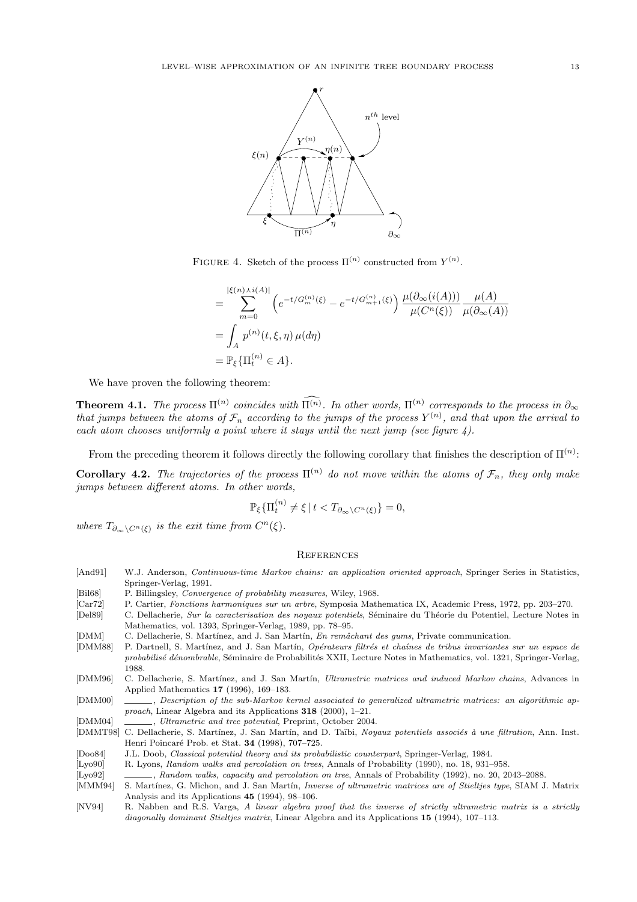FIGURE 4. Sketch of the process $\Pi^{(n)}$ constructed from $Y^{(n)}$.

$$
\begin{aligned}
&= \sum_{m=0}^{|\xi(n)\curlywedge i(A)|} \left( e^{-t/G_m^{(n)}(\xi)} - e^{-t/G_{m+1}^{(n)}(\xi)} \right) \frac{\mu(\partial_\infty(i(A)))}{\mu(C^n(\xi))} \frac{\mu(A)}{\mu(\partial_\infty(A))} \\
&= \int_A p^{(n)}(t,\xi,\eta)\,\mu(d\eta) \\
&= \mathbb{P}_\xi\{\Pi_t^{(n)} \in A\}.
\end{aligned}
$$

We have proven the following theorem:

**Theorem 4.1.** *The process $\Pi^{(n)}$ coincides with $\widehat{\Pi^{(n)}}$. In other words, $\Pi^{(n)}$ corresponds to the process in $\partial_\infty$ that jumps between the atoms of $\mathcal{F}_n$ according to the jumps of the process $Y^{(n)}$, and that upon the arrival to each atom chooses uniformly a point where it stays until the next jump (see figure 4).*

From the preceding theorem it follows directly the following corollary that finishes the description of $\Pi^{(n)}$:

**Corollary 4.2.** *The trajectories of the process $\Pi^{(n)}$ do not move within the atoms of $\mathcal{F}_n$, they only make jumps between different atoms. In other words,*

$$
\mathbb{P}_\xi\{\Pi_t^{(n)} \neq \xi \,|\, t < T_{\partial_\infty \setminus C^n(\xi)}\} = 0,
$$

*where $T_{\partial_\infty \setminus C^n(\xi)}$ is the exit time from $C^n(\xi)$.*

## REFERENCES

- [And91] W.J. Anderson, *Continuous-time Markov chains: an application oriented approach*, Springer Series in Statistics, Springer-Verlag, 1991.
- [Bil68] P. Billingsley, *Convergence of probability measures*, Wiley, 1968.
- [Car72] P. Cartier, *Fonctions harmoniques sur un arbre*, Symposia Mathematica IX, Academic Press, 1972, pp. 203–270.
- [Del89] C. Dellacherie, *Sur la caracterisation des noyaux potentiels*, Séminaire du Théorie du Potentiel, Lecture Notes in Mathematics, vol. 1393, Springer-Verlag, 1989, pp. 78–95.
- [DMM] C. Dellacherie, S. Martínez, and J. San Martín, *En remâchant des gums*, Private communication.
- [DMM88] P. Dartnell, S. Martínez, and J. San Martín, *Opérateurs filtrés et chaînes de tribus invariantes sur un espace de probabilisé dénombrable*, Séminaire de Probabilités XXII, Lecture Notes in Mathematics, vol. 1321, Springer-Verlag, 1988.
- [DMM96] C. Dellacherie, S. Martínez, and J. San Martín, *Ultrametric matrices and induced Markov chains*, Advances in Applied Mathematics **17** (1996), 169–183.
- [DMM00] ______, *Description of the sub-Markov kernel associated to generalized ultrametric matrices: an algorithmic approach*, Linear Algebra and its Applications **318** (2000), 1–21.
- [DMM04] ______, *Ultrametric and tree potential*, Preprint, October 2004.
- [DMMT98] C. Dellacherie, S. Martínez, J. San Martín, and D. Taïbi, *Noyaux potentiels associés à une filtration*, Ann. Inst. Henri Poincaré Prob. et Stat. **34** (1998), 707–725.
- [Doo84] J.L. Doob, *Classical potential theory and its probabilistic counterpart*, Springer-Verlag, 1984.
- [Lyo90] R. Lyons, *Random walks and percolation on trees*, Annals of Probability (1990), no. 18, 931–958.
- [Lyo92] ______, *Random walks, capacity and percolation on tree*, Annals of Probability (1992), no. 20, 2043–2088.
- [MMM94] S. Martínez, G. Michon, and J. San Martín, *Inverse of ultrametric matrices are of Stieltjes type*, SIAM J. Matrix Analysis and its Applications **45** (1994), 98–106.
- [NV94] R. Nabben and R.S. Varga, *A linear algebra proof that the inverse of strictly ultrametric matrix is a strictly diagonally dominant Stieltjes matrix*, Linear Algebra and its Applications **15** (1994), 107–113.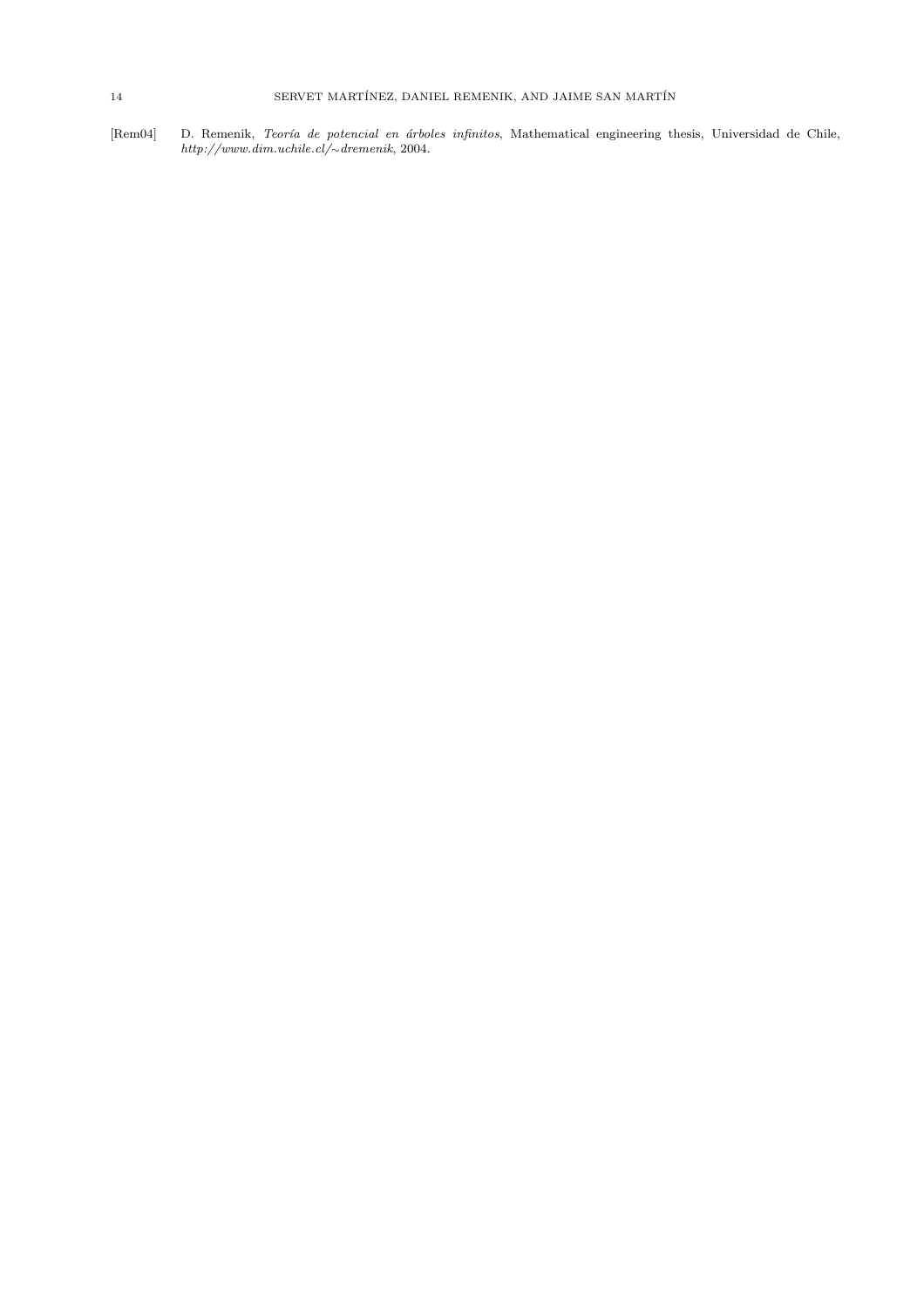[Rem04] D. Remenik, *Teoría de potencial en árboles infinitos*, Mathematical engineering thesis, Universidad de Chile, *http://www.dim.uchile.cl/∼dremenik*, 2004.